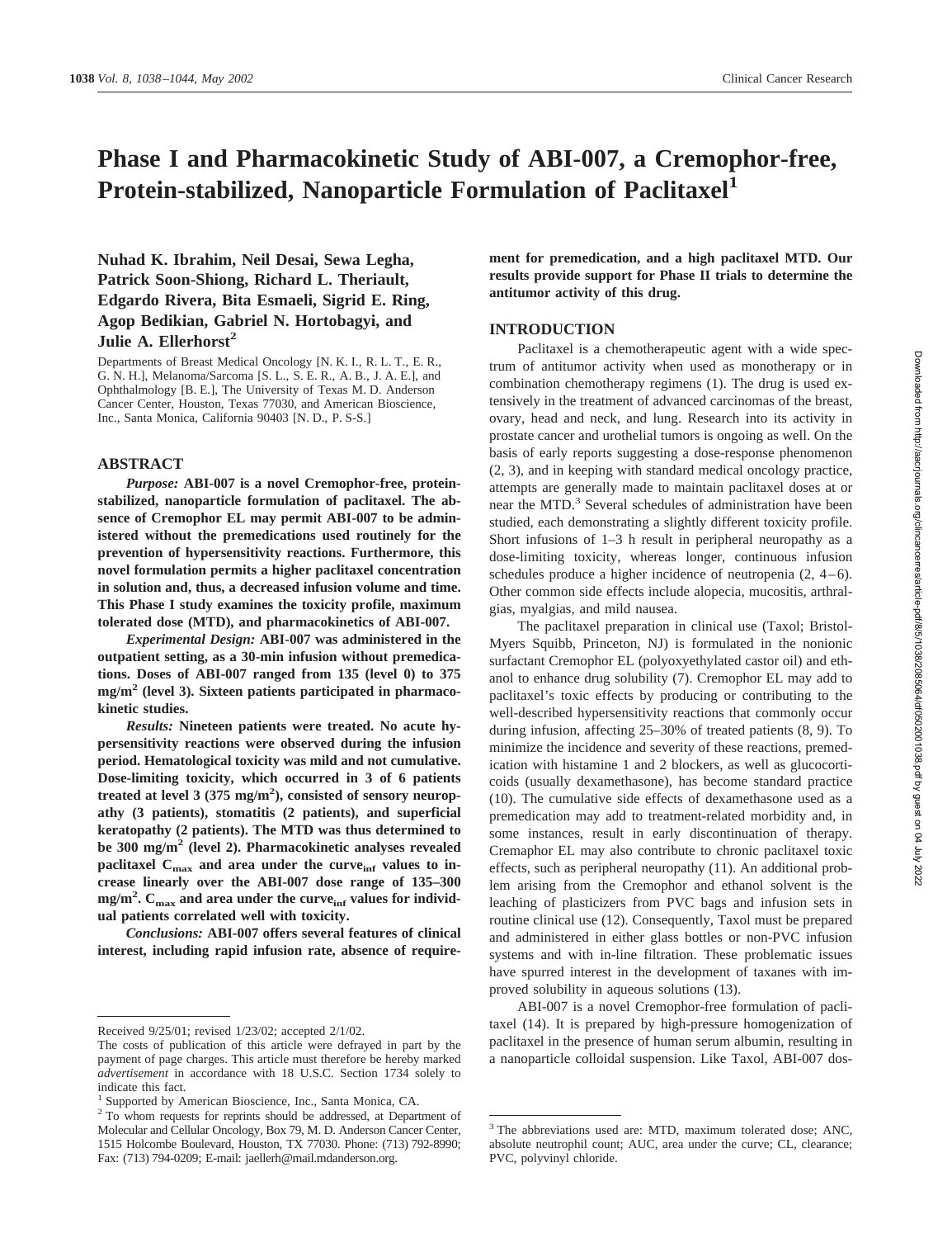# Phase I and Pharmacokinetic Study of ABI-007, a Cremophor-free, Protein-stabilized, Nanoparticle Formulation of Paclitaxel[1]

**Nuhad K. Ibrahim, Neil Desai, Sewa Legha, Patrick Soon-Shiong, Richard L. Theriault, Edgardo Rivera, Bita Esmaeli, Sigrid E. Ring, Agop Bedikian, Gabriel N. Hortobagyi, and Julie A. Ellerhorst[2]**

Departments of Breast Medical Oncology [N. K. I., R. L. T., E. R., G. N. H.], Melanoma/Sarcoma [S. L., S. E. R., A. B., J. A. E.], and Ophthalmology [B. E.], The University of Texas M. D. Anderson Cancer Center, Houston, Texas 77030, and American Bioscience, Inc., Santa Monica, California 90403 [N. D., P. S-S.]

## ABSTRACT

*Purpose:* **ABI-007 is a novel Cremophor-free, protein-stabilized, nanoparticle formulation of paclitaxel. The absence of Cremophor EL may permit ABI-007 to be administered without the premedications used routinely for the prevention of hypersensitivity reactions. Furthermore, this novel formulation permits a higher paclitaxel concentration in solution and, thus, a decreased infusion volume and time. This Phase I study examines the toxicity profile, maximum tolerated dose (MTD), and pharmacokinetics of ABI-007.**

*Experimental Design:* **ABI-007 was administered in the outpatient setting, as a 30-min infusion without premedications. Doses of ABI-007 ranged from 135 (level 0) to 375 mg/m$^2$ (level 3). Sixteen patients participated in pharmacokinetic studies.**

*Results:* **Nineteen patients were treated. No acute hypersensitivity reactions were observed during the infusion period. Hematological toxicity was mild and not cumulative. Dose-limiting toxicity, which occurred in 3 of 6 patients treated at level 3 (375 mg/m$^2$), consisted of sensory neuropathy (3 patients), stomatitis (2 patients), and superficial keratopathy (2 patients). The MTD was thus determined to be 300 mg/m$^2$ (level 2). Pharmacokinetic analyses revealed paclitaxel $C_{max}$ and area under the curve$_{inf}$ values to increase linearly over the ABI-007 dose range of 135–300 mg/m$^2$. $C_{max}$ and area under the curve$_{inf}$ values for individual patients correlated well with toxicity.**

*Conclusions:* **ABI-007 offers several features of clinical interest, including rapid infusion rate, absence of requirement for premedication, and a high paclitaxel MTD. Our results provide support for Phase II trials to determine the antitumor activity of this drug.**

## INTRODUCTION

Paclitaxel is a chemotherapeutic agent with a wide spectrum of antitumor activity when used as monotherapy or in combination chemotherapy regimens (1). The drug is used extensively in the treatment of advanced carcinomas of the breast, ovary, head and neck, and lung. Research into its activity in prostate cancer and urothelial tumors is ongoing as well. On the basis of early reports suggesting a dose-response phenomenon (2, 3), and in keeping with standard medical oncology practice, attempts are generally made to maintain paclitaxel doses at or near the MTD.[3] Several schedules of administration have been studied, each demonstrating a slightly different toxicity profile. Short infusions of 1–3 h result in peripheral neuropathy as a dose-limiting toxicity, whereas longer, continuous infusion schedules produce a higher incidence of neutropenia (2, 4–6). Other common side effects include alopecia, mucositis, arthralgias, myalgias, and mild nausea.

The paclitaxel preparation in clinical use (Taxol; Bristol-Myers Squibb, Princeton, NJ) is formulated in the nonionic surfactant Cremophor EL (polyoxyethylated castor oil) and ethanol to enhance drug solubility (7). Cremophor EL may add to paclitaxel's toxic effects by producing or contributing to the well-described hypersensitivity reactions that commonly occur during infusion, affecting 25–30% of treated patients (8, 9). To minimize the incidence and severity of these reactions, premedication with histamine 1 and 2 blockers, as well as glucocorticoids (usually dexamethasone), has become standard practice (10). The cumulative side effects of dexamethasone used as a premedication may add to treatment-related morbidity and, in some instances, result in early discontinuation of therapy. Cremaphor EL may also contribute to chronic paclitaxel toxic effects, such as peripheral neuropathy (11). An additional problem arising from the Cremophor and ethanol solvent is the leaching of plasticizers from PVC bags and infusion sets in routine clinical use (12). Consequently, Taxol must be prepared and administered in either glass bottles or non-PVC infusion systems and with in-line filtration. These problematic issues have spurred interest in the development of taxanes with improved solubility in aqueous solutions (13).

ABI-007 is a novel Cremophor-free formulation of paclitaxel (14). It is prepared by high-pressure homogenization of paclitaxel in the presence of human serum albumin, resulting in a nanoparticle colloidal suspension. Like Taxol, ABI-007 dos-

---

Received 9/25/01; revised 1/23/02; accepted 2/1/02.

The costs of publication of this article were defrayed in part by the payment of page charges. This article must therefore be hereby marked *advertisement* in accordance with 18 U.S.C. Section 1734 solely to indicate this fact.

[1] Supported by American Bioscience, Inc., Santa Monica, CA.

[2] To whom requests for reprints should be addressed, at Department of Molecular and Cellular Oncology, Box 79, M. D. Anderson Cancer Center, 1515 Holcombe Boulevard, Houston, TX 77030. Phone: (713) 792-8990; Fax: (713) 794-0209; E-mail: jaellerh@mail.mdanderson.org.

[3] The abbreviations used are: MTD, maximum tolerated dose; ANC, absolute neutrophil count; AUC, area under the curve; CL, clearance; PVC, polyvinyl chloride.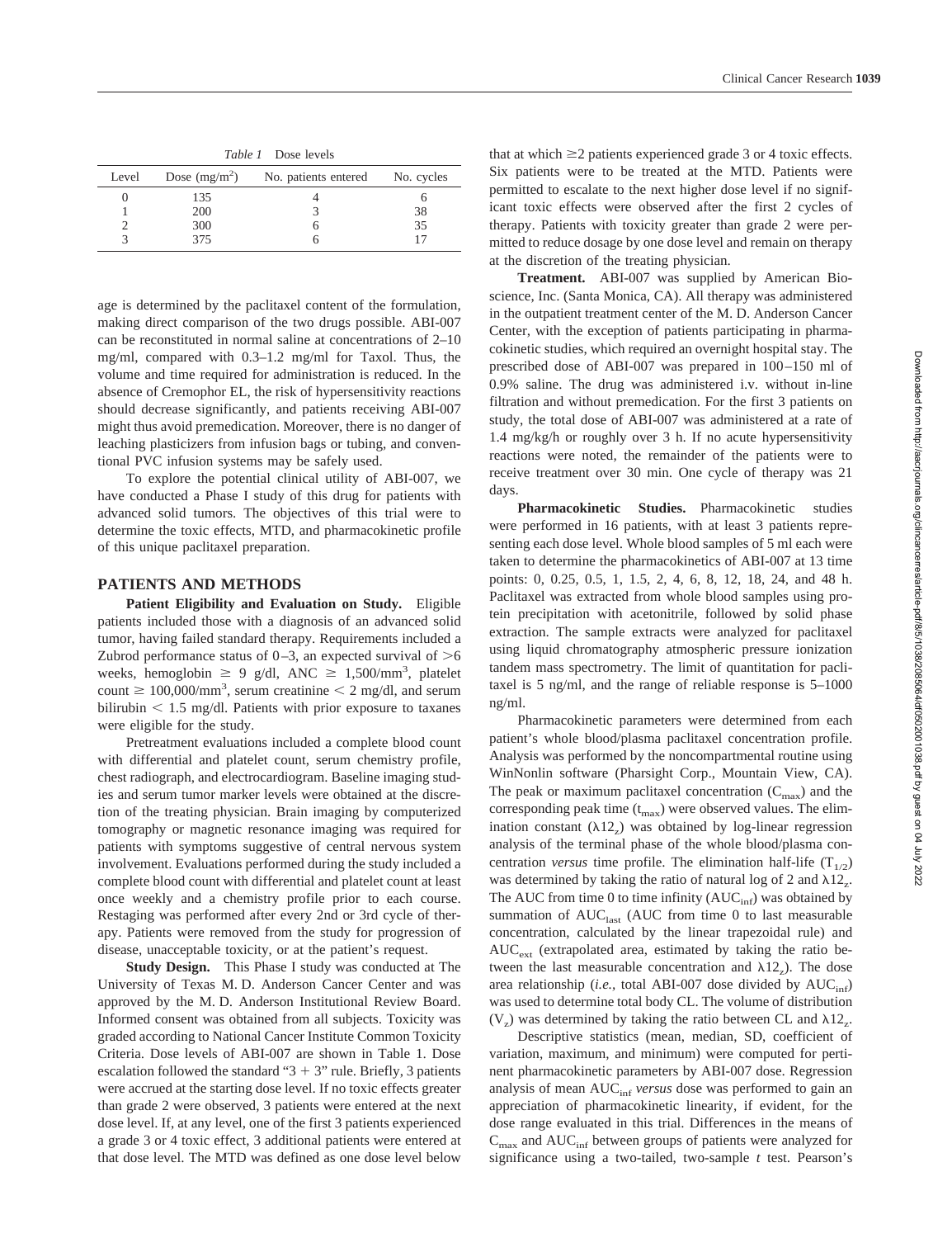*Table 1* Dose levels

| Level | Dose ($mg/m^2$) | No. patients entered | No. cycles |
|---|---|---|---|
| 0 | 135 | 4 | 6 |
| 1 | 200 | 3 | 38 |
| 2 | 300 | 6 | 35 |
| 3 | 375 | 6 | 17 |

age is determined by the paclitaxel content of the formulation, making direct comparison of the two drugs possible. ABI-007 can be reconstituted in normal saline at concentrations of 2–10 mg/ml, compared with 0.3–1.2 mg/ml for Taxol. Thus, the volume and time required for administration is reduced. In the absence of Cremophor EL, the risk of hypersensitivity reactions should decrease significantly, and patients receiving ABI-007 might thus avoid premedication. Moreover, there is no danger of leaching plasticizers from infusion bags or tubing, and conventional PVC infusion systems may be safely used.

To explore the potential clinical utility of ABI-007, we have conducted a Phase I study of this drug for patients with advanced solid tumors. The objectives of this trial were to determine the toxic effects, MTD, and pharmacokinetic profile of this unique paclitaxel preparation.

## PATIENTS AND METHODS

**Patient Eligibility and Evaluation on Study.** Eligible patients included those with a diagnosis of an advanced solid tumor, having failed standard therapy. Requirements included a Zubrod performance status of 0–3, an expected survival of >6 weeks, hemoglobin ≥ 9 g/dl, ANC ≥ 1,500/$mm^3$, platelet count ≥ 100,000/$mm^3$, serum creatinine < 2 mg/dl, and serum bilirubin < 1.5 mg/dl. Patients with prior exposure to taxanes were eligible for the study.

Pretreatment evaluations included a complete blood count with differential and platelet count, serum chemistry profile, chest radiograph, and electrocardiogram. Baseline imaging studies and serum tumor marker levels were obtained at the discretion of the treating physician. Brain imaging by computerized tomography or magnetic resonance imaging was required for patients with symptoms suggestive of central nervous system involvement. Evaluations performed during the study included a complete blood count with differential and platelet count at least once weekly and a chemistry profile prior to each course. Restaging was performed after every 2nd or 3rd cycle of therapy. Patients were removed from the study for progression of disease, unacceptable toxicity, or at the patient's request.

**Study Design.** This Phase I study was conducted at The University of Texas M. D. Anderson Cancer Center and was approved by the M. D. Anderson Institutional Review Board. Informed consent was obtained from all subjects. Toxicity was graded according to National Cancer Institute Common Toxicity Criteria. Dose levels of ABI-007 are shown in Table 1. Dose escalation followed the standard "3 + 3" rule. Briefly, 3 patients were accrued at the starting dose level. If no toxic effects greater than grade 2 were observed, 3 patients were entered at the next dose level. If, at any level, one of the first 3 patients experienced a grade 3 or 4 toxic effect, 3 additional patients were entered at that dose level. The MTD was defined as one dose level below that at which ≥2 patients experienced grade 3 or 4 toxic effects. Six patients were to be treated at the MTD. Patients were permitted to escalate to the next higher dose level if no significant toxic effects were observed after the first 2 cycles of therapy. Patients with toxicity greater than grade 2 were permitted to reduce dosage by one dose level and remain on therapy at the discretion of the treating physician.

**Treatment.** ABI-007 was supplied by American Bioscience, Inc. (Santa Monica, CA). All therapy was administered in the outpatient treatment center of the M. D. Anderson Cancer Center, with the exception of patients participating in pharmacokinetic studies, which required an overnight hospital stay. The prescribed dose of ABI-007 was prepared in 100–150 ml of 0.9% saline. The drug was administered i.v. without in-line filtration and without premedication. For the first 3 patients on study, the total dose of ABI-007 was administered at a rate of 1.4 mg/kg/h or roughly over 3 h. If no acute hypersensitivity reactions were noted, the remainder of the patients were to receive treatment over 30 min. One cycle of therapy was 21 days.

**Pharmacokinetic Studies.** Pharmacokinetic studies were performed in 16 patients, with at least 3 patients representing each dose level. Whole blood samples of 5 ml each were taken to determine the pharmacokinetics of ABI-007 at 13 time points: 0, 0.25, 0.5, 1, 1.5, 2, 4, 6, 8, 12, 18, 24, and 48 h. Paclitaxel was extracted from whole blood samples using protein precipitation with acetonitrile, followed by solid phase extraction. The sample extracts were analyzed for paclitaxel using liquid chromatography atmospheric pressure ionization tandem mass spectrometry. The limit of quantitation for paclitaxel is 5 ng/ml, and the range of reliable response is 5–1000 ng/ml.

Pharmacokinetic parameters were determined from each patient's whole blood/plasma paclitaxel concentration profile. Analysis was performed by the noncompartmental routine using WinNonlin software (Pharsight Corp., Mountain View, CA). The peak or maximum paclitaxel concentration ($C_{max}$) and the corresponding peak time ($t_{max}$) were observed values. The elimination constant ($\lambda 12_z$) was obtained by log-linear regression analysis of the terminal phase of the whole blood/plasma concentration *versus* time profile. The elimination half-life ($T_{1/2}$) was determined by taking the ratio of natural log of 2 and $\lambda 12_z$. The AUC from time 0 to time infinity ($AUC_{inf}$) was obtained by summation of $AUC_{last}$ (AUC from time 0 to last measurable concentration, calculated by the linear trapezoidal rule) and $AUC_{ext}$ (extrapolated area, estimated by taking the ratio between the last measurable concentration and $\lambda 12_z$). The dose area relationship (*i.e.,* total ABI-007 dose divided by $AUC_{inf}$) was used to determine total body CL. The volume of distribution ($V_z$) was determined by taking the ratio between CL and $\lambda 12_z$.

Descriptive statistics (mean, median, SD, coefficient of variation, maximum, and minimum) were computed for pertinent pharmacokinetic parameters by ABI-007 dose. Regression analysis of mean $AUC_{inf}$ *versus* dose was performed to gain an appreciation of pharmacokinetic linearity, if evident, for the dose range evaluated in this trial. Differences in the means of $C_{max}$ and $AUC_{inf}$ between groups of patients were analyzed for significance using a two-tailed, two-sample *t* test. Pearson's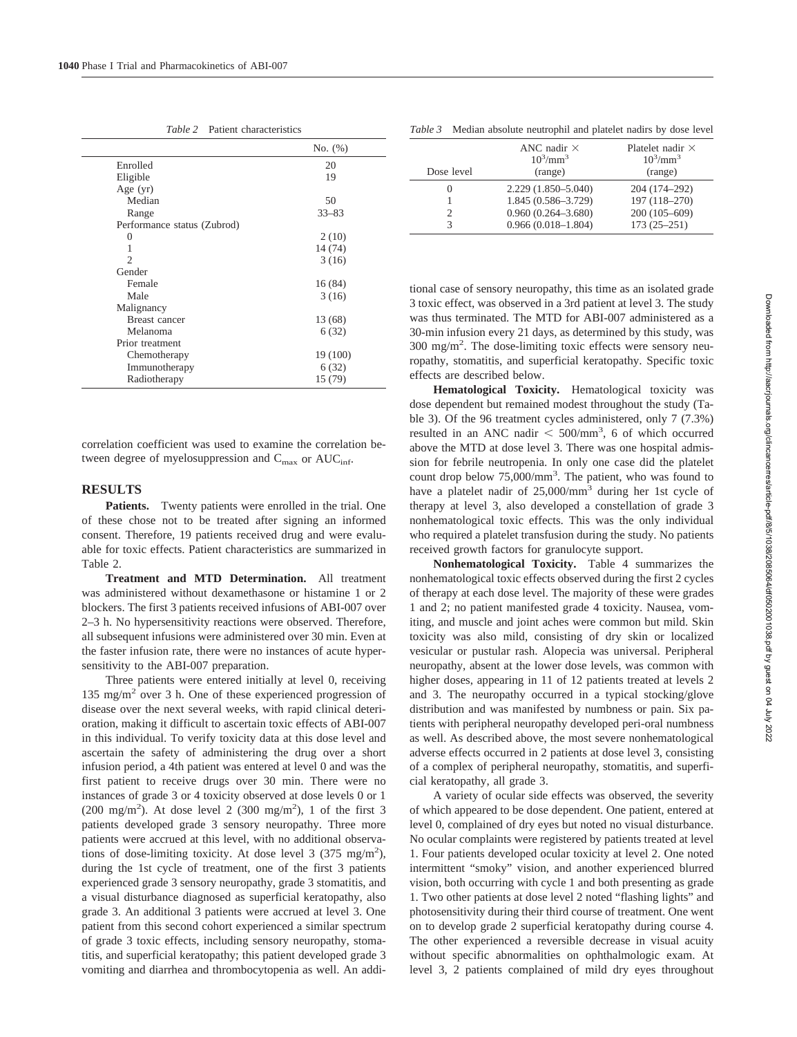*Table 2* Patient characteristics

| | No. (%) |
|---|---|
| Enrolled | 20 |
| Eligible | 19 |
| Age (yr) | |
| Median | 50 |
| Range | 33–83 |
| Performance status (Zubrod) | |
| 0 | 2 (10) |
| 1 | 14 (74) |
| 2 | 3 (16) |
| Gender | |
| Female | 16 (84) |
| Male | 3 (16) |
| Malignancy | |
| Breast cancer | 13 (68) |
| Melanoma | 6 (32) |
| Prior treatment | |
| Chemotherapy | 19 (100) |
| Immunotherapy | 6 (32) |
| Radiotherapy | 15 (79) |

*Table 3* Median absolute neutrophil and platelet nadirs by dose level

| Dose level | ANC nadir × $10^3/mm^3$ (range) | Platelet nadir × $10^3/mm^3$ (range) |
|---|---|---|
| 0 | 2.229 (1.850–5.040) | 204 (174–292) |
| 1 | 1.845 (0.586–3.729) | 197 (118–270) |
| 2 | 0.960 (0.264–3.680) | 200 (105–609) |
| 3 | 0.966 (0.018–1.804) | 173 (25–251) |

correlation coefficient was used to examine the correlation between degree of myelosuppression and $C_{max}$ or $AUC_{inf}$.

## RESULTS

**Patients.** Twenty patients were enrolled in the trial. One of these chose not to be treated after signing an informed consent. Therefore, 19 patients received drug and were evaluable for toxic effects. Patient characteristics are summarized in Table 2.

**Treatment and MTD Determination.** All treatment was administered without dexamethasone or histamine 1 or 2 blockers. The first 3 patients received infusions of ABI-007 over 2–3 h. No hypersensitivity reactions were observed. Therefore, all subsequent infusions were administered over 30 min. Even at the faster infusion rate, there were no instances of acute hypersensitivity to the ABI-007 preparation.

Three patients were entered initially at level 0, receiving 135 mg/m$^2$ over 3 h. One of these experienced progression of disease over the next several weeks, with rapid clinical deterioration, making it difficult to ascertain toxic effects of ABI-007 in this individual. To verify toxicity data at this dose level and ascertain the safety of administering the drug over a short infusion period, a 4th patient was entered at level 0 and was the first patient to receive drugs over 30 min. There were no instances of grade 3 or 4 toxicity observed at dose levels 0 or 1 (200 mg/m$^2$). At dose level 2 (300 mg/m$^2$), 1 of the first 3 patients developed grade 3 sensory neuropathy. Three more patients were accrued at this level, with no additional observations of dose-limiting toxicity. At dose level 3 (375 mg/m$^2$), during the 1st cycle of treatment, one of the first 3 patients experienced grade 3 sensory neuropathy, grade 3 stomatitis, and a visual disturbance diagnosed as superficial keratopathy, also grade 3. An additional 3 patients were accrued at level 3. One patient from this second cohort experienced a similar spectrum of grade 3 toxic effects, including sensory neuropathy, stomatitis, and superficial keratopathy; this patient developed grade 3 vomiting and diarrhea and thrombocytopenia as well. An additional case of sensory neuropathy, this time as an isolated grade 3 toxic effect, was observed in a 3rd patient at level 3. The study was thus terminated. The MTD for ABI-007 administered as a 30-min infusion every 21 days, as determined by this study, was 300 mg/m$^2$. The dose-limiting toxic effects were sensory neuropathy, stomatitis, and superficial keratopathy. Specific toxic effects are described below.

**Hematological Toxicity.** Hematological toxicity was dose dependent but remained modest throughout the study (Table 3). Of the 96 treatment cycles administered, only 7 (7.3%) resulted in an ANC nadir < 500/mm$^3$, 6 of which occurred above the MTD at dose level 3. There was one hospital admission for febrile neutropenia. In only one case did the platelet count drop below 75,000/mm$^3$. The patient, who was found to have a platelet nadir of 25,000/mm$^3$ during her 1st cycle of therapy at level 3, also developed a constellation of grade 3 nonhematological toxic effects. This was the only individual who required a platelet transfusion during the study. No patients received growth factors for granulocyte support.

**Nonhematological Toxicity.** Table 4 summarizes the nonhematological toxic effects observed during the first 2 cycles of therapy at each dose level. The majority of these were grades 1 and 2; no patient manifested grade 4 toxicity. Nausea, vomiting, and muscle and joint aches were common but mild. Skin toxicity was also mild, consisting of dry skin or localized vesicular or pustular rash. Alopecia was universal. Peripheral neuropathy, absent at the lower dose levels, was common with higher doses, appearing in 11 of 12 patients treated at levels 2 and 3. The neuropathy occurred in a typical stocking/glove distribution and was manifested by numbness or pain. Six patients with peripheral neuropathy developed peri-oral numbness as well. As described above, the most severe nonhematological adverse effects occurred in 2 patients at dose level 3, consisting of a complex of peripheral neuropathy, stomatitis, and superficial keratopathy, all grade 3.

A variety of ocular side effects was observed, the severity of which appeared to be dose dependent. One patient, entered at level 0, complained of dry eyes but noted no visual disturbance. No ocular complaints were registered by patients treated at level 1. Four patients developed ocular toxicity at level 2. One noted intermittent "smoky" vision, and another experienced blurred vision, both occurring with cycle 1 and both presenting as grade 1. Two other patients at dose level 2 noted "flashing lights" and photosensitivity during their third course of treatment. One went on to develop grade 2 superficial keratopathy during course 4. The other experienced a reversible decrease in visual acuity without specific abnormalities on ophthalmologic exam. At level 3, 2 patients complained of mild dry eyes throughout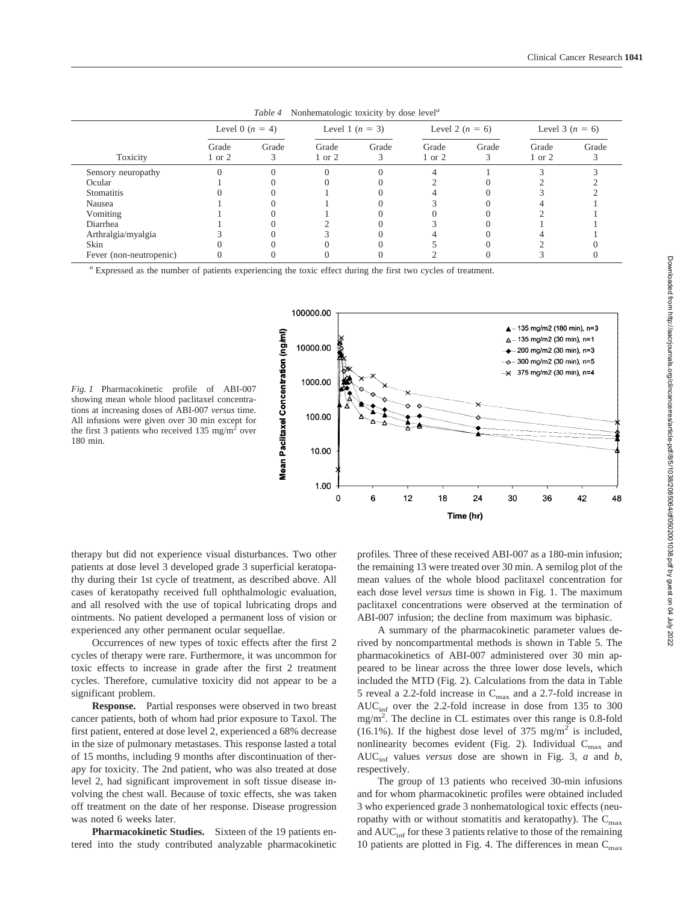*Table 4* Nonhematologic toxicity by dose level[a]

| Toxicity | Level 0 ($n$ = 4) | | Level 1 ($n$ = 3) | | Level 2 ($n$ = 6) | | Level 3 ($n$ = 6) | |
|---|---|---|---|---|---|---|---|---|
| | Grade 1 or 2 | Grade 3 | Grade 1 or 2 | Grade 3 | Grade 1 or 2 | Grade 3 | Grade 1 or 2 | Grade 3 |
| Sensory neuropathy | 0 | 0 | 0 | 0 | 4 | 1 | 3 | 3 |
| Ocular | 1 | 0 | 0 | 0 | 2 | 0 | 2 | 2 |
| Stomatitis | 0 | 0 | 1 | 0 | 4 | 0 | 3 | 2 |
| Nausea | 1 | 0 | 1 | 0 | 3 | 0 | 4 | 1 |
| Vomiting | 1 | 0 | 1 | 0 | 0 | 0 | 2 | 1 |
| Diarrhea | 1 | 0 | 2 | 0 | 3 | 0 | 1 | 1 |
| Arthralgia/myalgia | 3 | 0 | 3 | 0 | 4 | 0 | 4 | 1 |
| Skin | 0 | 0 | 0 | 0 | 5 | 0 | 2 | 0 |
| Fever (non-neutropenic) | 0 | 0 | 0 | 0 | 2 | 0 | 3 | 0 |

[a] Expressed as the number of patients experiencing the toxic effect during the first two cycles of treatment.

*Fig. 1* Pharmacokinetic profile of ABI-007 showing mean whole blood paclitaxel concentrations at increasing doses of ABI-007 *versus* time. All infusions were given over 30 min except for the first 3 patients who received 135 mg/m$^2$ over 180 min.

therapy but did not experience visual disturbances. Two other patients at dose level 3 developed grade 3 superficial keratopathy during their 1st cycle of treatment, as described above. All cases of keratopathy received full ophthalmologic evaluation, and all resolved with the use of topical lubricating drops and ointments. No patient developed a permanent loss of vision or experienced any other permanent ocular sequellae.

Occurrences of new types of toxic effects after the first 2 cycles of therapy were rare. Furthermore, it was uncommon for toxic effects to increase in grade after the first 2 treatment cycles. Therefore, cumulative toxicity did not appear to be a significant problem.

**Response.** Partial responses were observed in two breast cancer patients, both of whom had prior exposure to Taxol. The first patient, entered at dose level 2, experienced a 68% decrease in the size of pulmonary metastases. This response lasted a total of 15 months, including 9 months after discontinuation of therapy for toxicity. The 2nd patient, who was also treated at dose level 2, had significant improvement in soft tissue disease involving the chest wall. Because of toxic effects, she was taken off treatment on the date of her response. Disease progression was noted 6 weeks later.

**Pharmacokinetic Studies.** Sixteen of the 19 patients entered into the study contributed analyzable pharmacokinetic profiles. Three of these received ABI-007 as a 180-min infusion; the remaining 13 were treated over 30 min. A semilog plot of the mean values of the whole blood paclitaxel concentration for each dose level *versus* time is shown in Fig. 1. The maximum paclitaxel concentrations were observed at the termination of ABI-007 infusion; the decline from maximum was biphasic.

A summary of the pharmacokinetic parameter values derived by noncompartmental methods is shown in Table 5. The pharmacokinetics of ABI-007 administered over 30 min appeared to be linear across the three lower dose levels, which included the MTD (Fig. 2). Calculations from the data in Table 5 reveal a 2.2-fold increase in $C_{max}$ and a 2.7-fold increase in $AUC_{inf}$ over the 2.2-fold increase in dose from 135 to 300 mg/m$^2$. The decline in CL estimates over this range is 0.8-fold (16.1%). If the highest dose level of 375 mg/m$^2$ is included, nonlinearity becomes evident (Fig. 2). Individual $C_{max}$ and $AUC_{inf}$ values *versus* dose are shown in Fig. 3, *a* and *b*, respectively.

The group of 13 patients who received 30-min infusions and for whom pharmacokinetic profiles were obtained included 3 who experienced grade 3 nonhematological toxic effects (neuropathy with or without stomatitis and keratopathy). The $C_{max}$ and $AUC_{inf}$ for these 3 patients relative to those of the remaining 10 patients are plotted in Fig. 4. The differences in mean $C_{max}$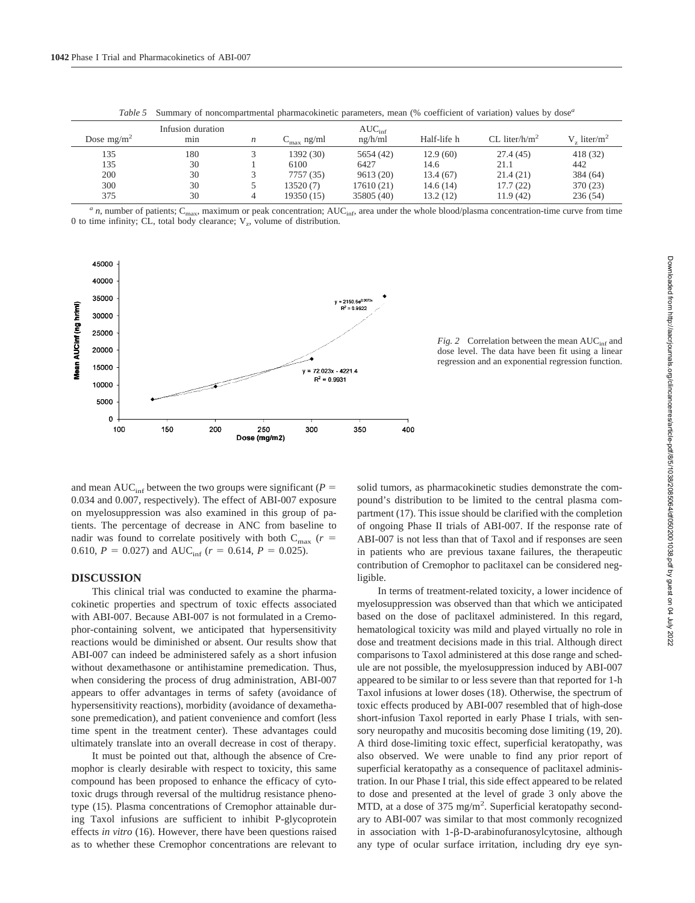*Table 5* Summary of noncompartmental pharmacokinetic parameters, mean (% coefficient of variation) values by dose[a]

| Dose mg/m$^2$ | Infusion duration min | $n$ | $C_{max}$ ng/ml | $AUC_{inf}$ ng/h/ml | Half-life h | CL liter/h/m$^2$ | $V_z$ liter/m$^2$ |
|---|---|---|---|---|---|---|---|
| 135 | 180 | 3 | 1392 (30) | 5654 (42) | 12.9 (60) | 27.4 (45) | 418 (32) |
| 135 | 30 | 1 | 6100 | 6427 | 14.6 | 21.1 | 442 |
| 200 | 30 | 3 | 7757 (35) | 9613 (20) | 13.4 (67) | 21.4 (21) | 384 (64) |
| 300 | 30 | 5 | 13520 (7) | 17610 (21) | 14.6 (14) | 17.7 (22) | 370 (23) |
| 375 | 30 | 4 | 19350 (15) | 35805 (40) | 13.2 (12) | 11.9 (42) | 236 (54) |

[a] $n$, number of patients; $C_{max}$, maximum or peak concentration; $AUC_{inf}$, area under the whole blood/plasma concentration-time curve from time 0 to time infinity; CL, total body clearance; $V_z$, volume of distribution.

*Fig. 2* Correlation between the mean $AUC_{inf}$ and dose level. The data have been fit using a linear regression and an exponential regression function.

and mean $AUC_{inf}$ between the two groups were significant ($P$ = 0.034 and 0.007, respectively). The effect of ABI-007 exposure on myelosuppression was also examined in this group of patients. The percentage of decrease in ANC from baseline to nadir was found to correlate positively with both $C_{max}$ ($r$ = 0.610, $P$ = 0.027) and $AUC_{inf}$ ($r$ = 0.614, $P$ = 0.025).

## DISCUSSION

This clinical trial was conducted to examine the pharmacokinetic properties and spectrum of toxic effects associated with ABI-007. Because ABI-007 is not formulated in a Cremophor-containing solvent, we anticipated that hypersensitivity reactions would be diminished or absent. Our results show that ABI-007 can indeed be administered safely as a short infusion without dexamethasone or antihistamine premedication. Thus, when considering the process of drug administration, ABI-007 appears to offer advantages in terms of safety (avoidance of hypersensitivity reactions), morbidity (avoidance of dexamethasone premedication), and patient convenience and comfort (less time spent in the treatment center). These advantages could ultimately translate into an overall decrease in cost of therapy.

It must be pointed out that, although the absence of Cremophor is clearly desirable with respect to toxicity, this same compound has been proposed to enhance the efficacy of cytotoxic drugs through reversal of the multidrug resistance phenotype (15). Plasma concentrations of Cremophor attainable during Taxol infusions are sufficient to inhibit P-glycoprotein effects *in vitro* (16). However, there have been questions raised as to whether these Cremophor concentrations are relevant to solid tumors, as pharmacokinetic studies demonstrate the compound's distribution to be limited to the central plasma compartment (17). This issue should be clarified with the completion of ongoing Phase II trials of ABI-007. If the response rate of ABI-007 is not less than that of Taxol and if responses are seen in patients who are previous taxane failures, the therapeutic contribution of Cremophor to paclitaxel can be considered negligible.

In terms of treatment-related toxicity, a lower incidence of myelosuppression was observed than that which we anticipated based on the dose of paclitaxel administered. In this regard, hematological toxicity was mild and played virtually no role in dose and treatment decisions made in this trial. Although direct comparisons to Taxol administered at this dose range and schedule are not possible, the myelosuppression induced by ABI-007 appeared to be similar to or less severe than that reported for 1-h Taxol infusions at lower doses (18). Otherwise, the spectrum of toxic effects produced by ABI-007 resembled that of high-dose short-infusion Taxol reported in early Phase I trials, with sensory neuropathy and mucositis becoming dose limiting (19, 20). A third dose-limiting toxic effect, superficial keratopathy, was also observed. We were unable to find any prior report of superficial keratopathy as a consequence of paclitaxel administration. In our Phase I trial, this side effect appeared to be related to dose and presented at the level of grade 3 only above the MTD, at a dose of 375 mg/m$^2$. Superficial keratopathy secondary to ABI-007 was similar to that most commonly recognized in association with 1-β-D-arabinofuranosylcytosine, although any type of ocular surface irritation, including dry eye syn-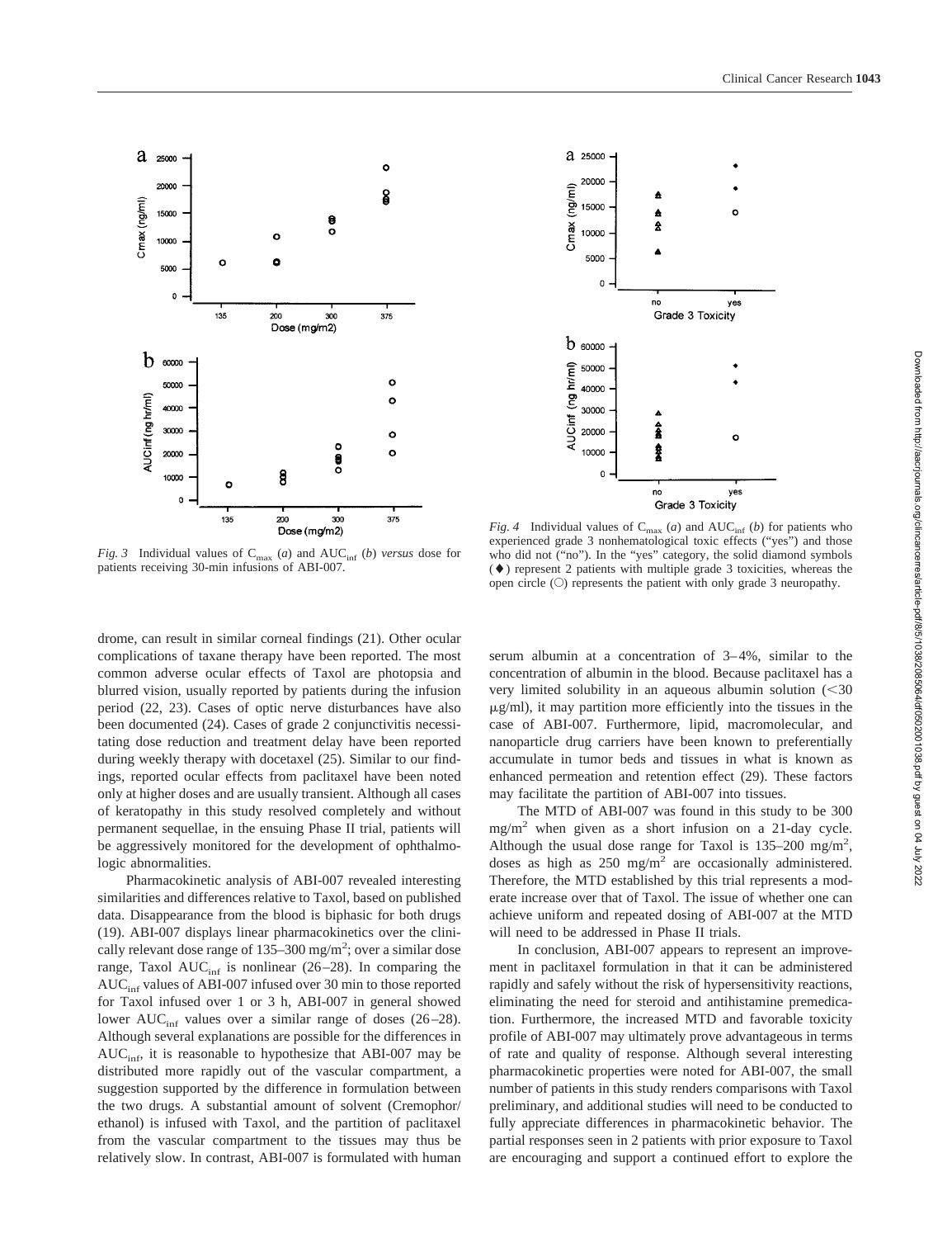*Fig. 3* Individual values of $C_{max}$ (*a*) and $AUC_{inf}$ (*b*) *versus* dose for patients receiving 30-min infusions of ABI-007.

*Fig. 4* Individual values of $C_{max}$ (*a*) and $AUC_{inf}$ (*b*) for patients who experienced grade 3 nonhematological toxic effects ("yes") and those who did not ("no"). In the "yes" category, the solid diamond symbols (♦) represent 2 patients with multiple grade 3 toxicities, whereas the open circle (○) represents the patient with only grade 3 neuropathy.

drome, can result in similar corneal findings (21). Other ocular complications of taxane therapy have been reported. The most common adverse ocular effects of Taxol are photopsia and blurred vision, usually reported by patients during the infusion period (22, 23). Cases of optic nerve disturbances have also been documented (24). Cases of grade 2 conjunctivitis necessitating dose reduction and treatment delay have been reported during weekly therapy with docetaxel (25). Similar to our findings, reported ocular effects from paclitaxel have been noted only at higher doses and are usually transient. Although all cases of keratopathy in this study resolved completely and without permanent sequellae, in the ensuing Phase II trial, patients will be aggressively monitored for the development of ophthalmologic abnormalities.

Pharmacokinetic analysis of ABI-007 revealed interesting similarities and differences relative to Taxol, based on published data. Disappearance from the blood is biphasic for both drugs (19). ABI-007 displays linear pharmacokinetics over the clinically relevant dose range of 135–300 mg/m$^2$; over a similar dose range, Taxol $AUC_{inf}$ is nonlinear (26–28). In comparing the $AUC_{inf}$ values of ABI-007 infused over 30 min to those reported for Taxol infused over 1 or 3 h, ABI-007 in general showed lower $AUC_{inf}$ values over a similar range of doses (26–28). Although several explanations are possible for the differences in $AUC_{inf}$, it is reasonable to hypothesize that ABI-007 may be distributed more rapidly out of the vascular compartment, a suggestion supported by the difference in formulation between the two drugs. A substantial amount of solvent (Cremophor/ethanol) is infused with Taxol, and the partition of paclitaxel from the vascular compartment to the tissues may thus be relatively slow. In contrast, ABI-007 is formulated with human serum albumin at a concentration of 3–4%, similar to the concentration of albumin in the blood. Because paclitaxel has a very limited solubility in an aqueous albumin solution (<30 μg/ml), it may partition more efficiently into the tissues in the case of ABI-007. Furthermore, lipid, macromolecular, and nanoparticle drug carriers have been known to preferentially accumulate in tumor beds and tissues in what is known as enhanced permeation and retention effect (29). These factors may facilitate the partition of ABI-007 into tissues.

The MTD of ABI-007 was found in this study to be 300 mg/m$^2$ when given as a short infusion on a 21-day cycle. Although the usual dose range for Taxol is 135–200 mg/m$^2$, doses as high as 250 mg/m$^2$ are occasionally administered. Therefore, the MTD established by this trial represents a moderate increase over that of Taxol. The issue of whether one can achieve uniform and repeated dosing of ABI-007 at the MTD will need to be addressed in Phase II trials.

In conclusion, ABI-007 appears to represent an improvement in paclitaxel formulation in that it can be administered rapidly and safely without the risk of hypersensitivity reactions, eliminating the need for steroid and antihistamine premedication. Furthermore, the increased MTD and favorable toxicity profile of ABI-007 may ultimately prove advantageous in terms of rate and quality of response. Although several interesting pharmacokinetic properties were noted for ABI-007, the small number of patients in this study renders comparisons with Taxol preliminary, and additional studies will need to be conducted to fully appreciate differences in pharmacokinetic behavior. The partial responses seen in 2 patients with prior exposure to Taxol are encouraging and support a continued effort to explore the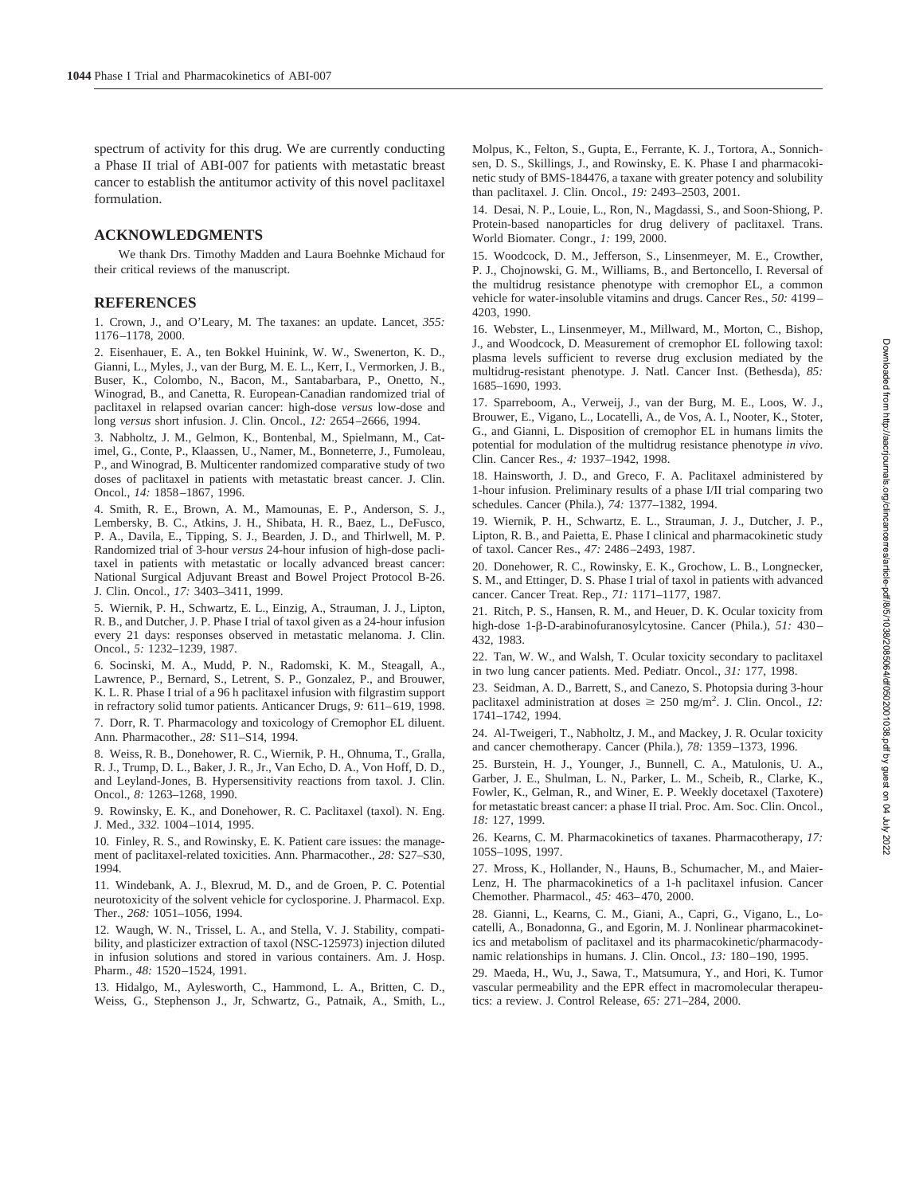spectrum of activity for this drug. We are currently conducting a Phase II trial of ABI-007 for patients with metastatic breast cancer to establish the antitumor activity of this novel paclitaxel formulation.

## ACKNOWLEDGMENTS

We thank Drs. Timothy Madden and Laura Boehnke Michaud for their critical reviews of the manuscript.

## REFERENCES

1. Crown, J., and O'Leary, M. The taxanes: an update. Lancet, *355:* 1176–1178, 2000.

2. Eisenhauer, E. A., ten Bokkel Huinink, W. W., Swenerton, K. D., Gianni, L., Myles, J., van der Burg, M. E. L., Kerr, I., Vermorken, J. B., Buser, K., Colombo, N., Bacon, M., Santabarbara, P., Onetto, N., Winograd, B., and Canetta, R. European-Canadian randomized trial of paclitaxel in relapsed ovarian cancer: high-dose *versus* low-dose and long *versus* short infusion. J. Clin. Oncol., *12:* 2654–2666, 1994.

3. Nabholtz, J. M., Gelmon, K., Bontenbal, M., Spielmann, M., Catimel, G., Conte, P., Klaassen, U., Namer, M., Bonneterre, J., Fumoleau, P., and Winograd, B. Multicenter randomized comparative study of two doses of paclitaxel in patients with metastatic breast cancer. J. Clin. Oncol., *14:* 1858–1867, 1996.

4. Smith, R. E., Brown, A. M., Mamounas, E. P., Anderson, S. J., Lembersky, B. C., Atkins, J. H., Shibata, H. R., Baez, L., DeFusco, P. A., Davila, E., Tipping, S. J., Bearden, J. D., and Thirlwell, M. P. Randomized trial of 3-hour *versus* 24-hour infusion of high-dose paclitaxel in patients with metastatic or locally advanced breast cancer: National Surgical Adjuvant Breast and Bowel Project Protocol B-26. J. Clin. Oncol., *17:* 3403–3411, 1999.

5. Wiernik, P. H., Schwartz, E. L., Einzig, A., Strauman, J. J., Lipton, R. B., and Dutcher, J. P. Phase I trial of taxol given as a 24-hour infusion every 21 days: responses observed in metastatic melanoma. J. Clin. Oncol., *5:* 1232–1239, 1987.

6. Socinski, M. A., Mudd, P. N., Radomski, K. M., Steagall, A., Lawrence, P., Bernard, S., Letrent, S. P., Gonzalez, P., and Brouwer, K. L. R. Phase I trial of a 96 h paclitaxel infusion with filgrastim support in refractory solid tumor patients. Anticancer Drugs, *9:* 611–619, 1998.

7. Dorr, R. T. Pharmacology and toxicology of Cremophor EL diluent. Ann. Pharmacother., *28:* S11–S14, 1994.

8. Weiss, R. B., Donehower, R. C., Wiernik, P. H., Ohnuma, T., Gralla, R. J., Trump, D. L., Baker, J. R., Jr., Van Echo, D. A., Von Hoff, D. D., and Leyland-Jones, B. Hypersensitivity reactions from taxol. J. Clin. Oncol., *8:* 1263–1268, 1990.

9. Rowinsky, E. K., and Donehower, R. C. Paclitaxel (taxol). N. Eng. J. Med., *332.* 1004–1014, 1995.

10. Finley, R. S., and Rowinsky, E. K. Patient care issues: the management of paclitaxel-related toxicities. Ann. Pharmacother., *28:* S27–S30, 1994.

11. Windebank, A. J., Blexrud, M. D., and de Groen, P. C. Potential neurotoxicity of the solvent vehicle for cyclosporine. J. Pharmacol. Exp. Ther., *268:* 1051–1056, 1994.

12. Waugh, W. N., Trissel, L. A., and Stella, V. J. Stability, compatibility, and plasticizer extraction of taxol (NSC-125973) injection diluted in infusion solutions and stored in various containers. Am. J. Hosp. Pharm., *48:* 1520–1524, 1991.

13. Hidalgo, M., Aylesworth, C., Hammond, L. A., Britten, C. D., Weiss, G., Stephenson J., Jr, Schwartz, G., Patnaik, A., Smith, L., Molpus, K., Felton, S., Gupta, E., Ferrante, K. J., Tortora, A., Sonnichsen, D. S., Skillings, J., and Rowinsky, E. K. Phase I and pharmacokinetic study of BMS-184476, a taxane with greater potency and solubility than paclitaxel. J. Clin. Oncol., *19:* 2493–2503, 2001.

14. Desai, N. P., Louie, L., Ron, N., Magdassi, S., and Soon-Shiong, P. Protein-based nanoparticles for drug delivery of paclitaxel. Trans. World Biomater. Congr., *1:* 199, 2000.

15. Woodcock, D. M., Jefferson, S., Linsenmeyer, M. E., Crowther, P. J., Chojnowski, G. M., Williams, B., and Bertoncello, I. Reversal of the multidrug resistance phenotype with cremophor EL, a common vehicle for water-insoluble vitamins and drugs. Cancer Res., *50:* 4199–4203, 1990.

16. Webster, L., Linsenmeyer, M., Millward, M., Morton, C., Bishop, J., and Woodcock, D. Measurement of cremophor EL following taxol: plasma levels sufficient to reverse drug exclusion mediated by the multidrug-resistant phenotype. J. Natl. Cancer Inst. (Bethesda), *85:* 1685–1690, 1993.

17. Sparreboom, A., Verweij, J., van der Burg, M. E., Loos, W. J., Brouwer, E., Vigano, L., Locatelli, A., de Vos, A. I., Nooter, K., Stoter, G., and Gianni, L. Disposition of cremophor EL in humans limits the potential for modulation of the multidrug resistance phenotype *in vivo*. Clin. Cancer Res., *4:* 1937–1942, 1998.

18. Hainsworth, J. D., and Greco, F. A. Paclitaxel administered by 1-hour infusion. Preliminary results of a phase I/II trial comparing two schedules. Cancer (Phila.), *74:* 1377–1382, 1994.

19. Wiernik, P. H., Schwartz, E. L., Strauman, J. J., Dutcher, J. P., Lipton, R. B., and Paietta, E. Phase I clinical and pharmacokinetic study of taxol. Cancer Res., *47:* 2486–2493, 1987.

20. Donehower, R. C., Rowinsky, E. K., Grochow, L. B., Longnecker, S. M., and Ettinger, D. S. Phase I trial of taxol in patients with advanced cancer. Cancer Treat. Rep., *71:* 1171–1177, 1987.

21. Ritch, P. S., Hansen, R. M., and Heuer, D. K. Ocular toxicity from high-dose 1-β-D-arabinofuranosylcytosine. Cancer (Phila.), *51:* 430–432, 1983.

22. Tan, W. W., and Walsh, T. Ocular toxicity secondary to paclitaxel in two lung cancer patients. Med. Pediatr. Oncol., *31:* 177, 1998.

23. Seidman, A. D., Barrett, S., and Canezo, S. Photopsia during 3-hour paclitaxel administration at doses $\geq$ 250 mg/m$^2$. J. Clin. Oncol., *12:* 1741–1742, 1994.

24. Al-Tweigeri, T., Nabholtz, J. M., and Mackey, J. R. Ocular toxicity and cancer chemotherapy. Cancer (Phila.), *78:* 1359–1373, 1996.

25. Burstein, H. J., Younger, J., Bunnell, C. A., Matulonis, U. A., Garber, J. E., Shulman, L. N., Parker, L. M., Scheib, R., Clarke, K., Fowler, K., Gelman, R., and Winer, E. P. Weekly docetaxel (Taxotere) for metastatic breast cancer: a phase II trial. Proc. Am. Soc. Clin. Oncol., *18:* 127, 1999.

26. Kearns, C. M. Pharmacokinetics of taxanes. Pharmacotherapy, *17:* 105S–109S, 1997.

27. Mross, K., Hollander, N., Hauns, B., Schumacher, M., and Maier-Lenz, H. The pharmacokinetics of a 1-h paclitaxel infusion. Cancer Chemother. Pharmacol., *45:* 463–470, 2000.

28. Gianni, L., Kearns, C. M., Giani, A., Capri, G., Vigano, L., Locatelli, A., Bonadonna, G., and Egorin, M. J. Nonlinear pharmacokinetics and metabolism of paclitaxel and its pharmacokinetic/pharmacodynamic relationships in humans. J. Clin. Oncol., *13:* 180–190, 1995.

29. Maeda, H., Wu, J., Sawa, T., Matsumura, Y., and Hori, K. Tumor vascular permeability and the EPR effect in macromolecular therapeutics: a review. J. Control Release, *65:* 271–284, 2000.